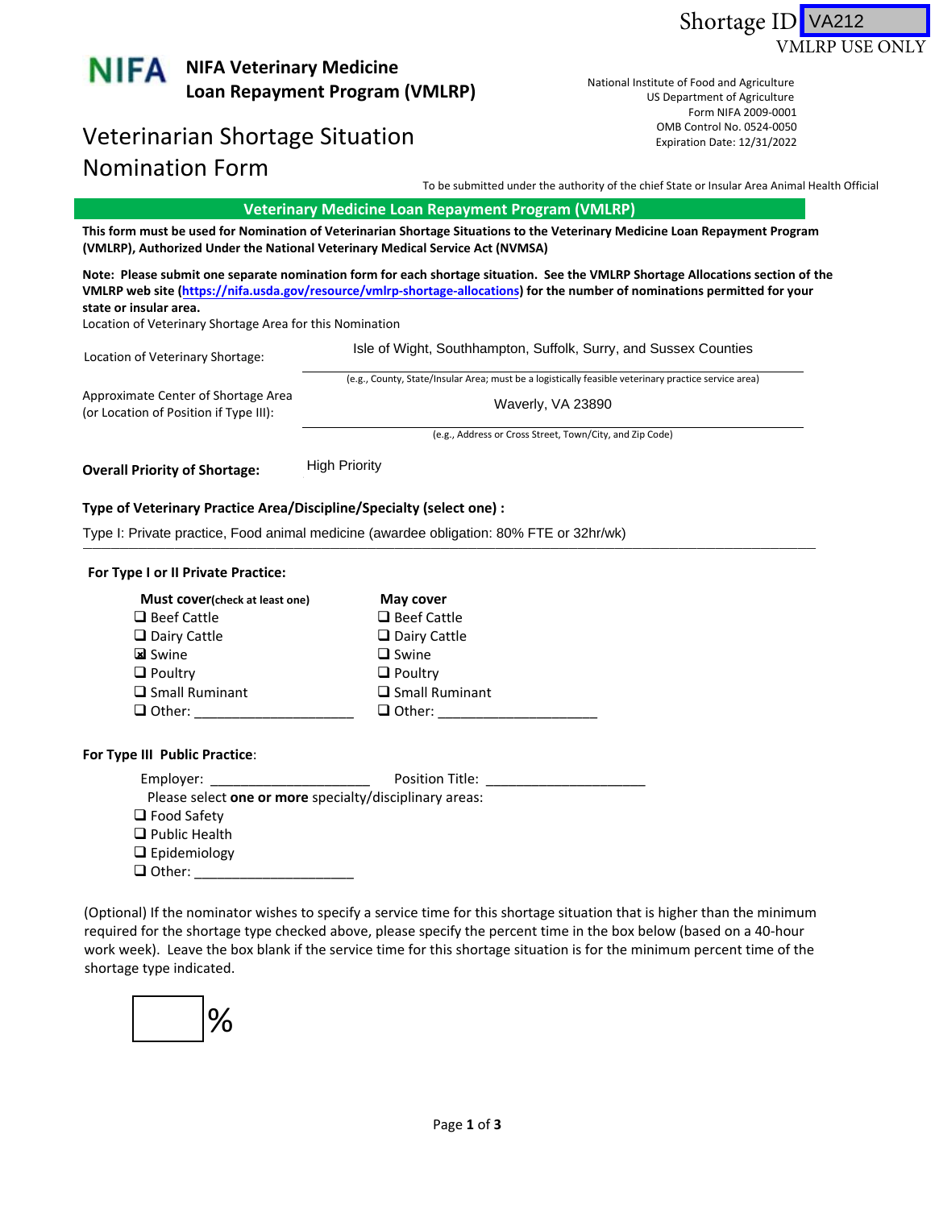Shortage ID VA212
VMLRP USE ONLY

# NIFA Veterinary Medicine Loan Repayment Program (VMLRP)

National Institute of Food and Agriculture
US Department of Agriculture
Form NIFA 2009-0001
OMB Control No. 0524-0050
Expiration Date: 12/31/2022

# Veterinarian Shortage Situation Nomination Form

To be submitted under the authority of the chief State or Insular Area Animal Health Official

## Veterinary Medicine Loan Repayment Program (VMLRP)

**This form must be used for Nomination of Veterinarian Shortage Situations to the Veterinary Medicine Loan Repayment Program (VMLRP), Authorized Under the National Veterinary Medical Service Act (NVMSA)**

**Note: Please submit one separate nomination form for each shortage situation. See the VMLRP Shortage Allocations section of the VMLRP web site ([https://nifa.usda.gov/resource/vmlrp-shortage-allocations](https://nifa.usda.gov/resource/vmlrp-shortage-allocations)) for the number of nominations permitted for your state or insular area.**

Location of Veterinary Shortage Area for this Nomination

Location of Veterinary Shortage: Isle of Wight, Southhampton, Suffolk, Surry, and Sussex Counties

(e.g., County, State/Insular Area; must be a logistically feasible veterinary practice service area)

Approximate Center of Shortage Area (or Location of Position if Type III): Waverly, VA 23890

(e.g., Address or Cross Street, Town/City, and Zip Code)

**Overall Priority of Shortage:** High Priority

**Type of Veterinary Practice Area/Discipline/Specialty (select one) :**

Type I: Private practice, Food animal medicine (awardee obligation: 80% FTE or 32hr/wk)

**For Type I or II Private Practice:**

**Must cover** (check at least one)
- ☐ Beef Cattle
- ☐ Dairy Cattle
- ☒ Swine
- ☐ Poultry
- ☐ Small Ruminant
- ☐ Other: ____________________

**May cover**
- ☐ Beef Cattle
- ☐ Dairy Cattle
- ☐ Swine
- ☐ Poultry
- ☐ Small Ruminant
- ☐ Other: ____________________

**For Type III Public Practice**:

Employer: ____________________ Position Title: ____________________

Please select **one or more** specialty/disciplinary areas:
- ☐ Food Safety
- ☐ Public Health
- ☐ Epidemiology
- ☐ Other: ____________________

(Optional) If the nominator wishes to specify a service time for this shortage situation that is higher than the minimum required for the shortage type checked above, please specify the percent time in the box below (based on a 40-hour work week). Leave the box blank if the service time for this shortage situation is for the minimum percent time of the shortage type indicated.

[ &nbsp;&nbsp;&nbsp;&nbsp;&nbsp; ] %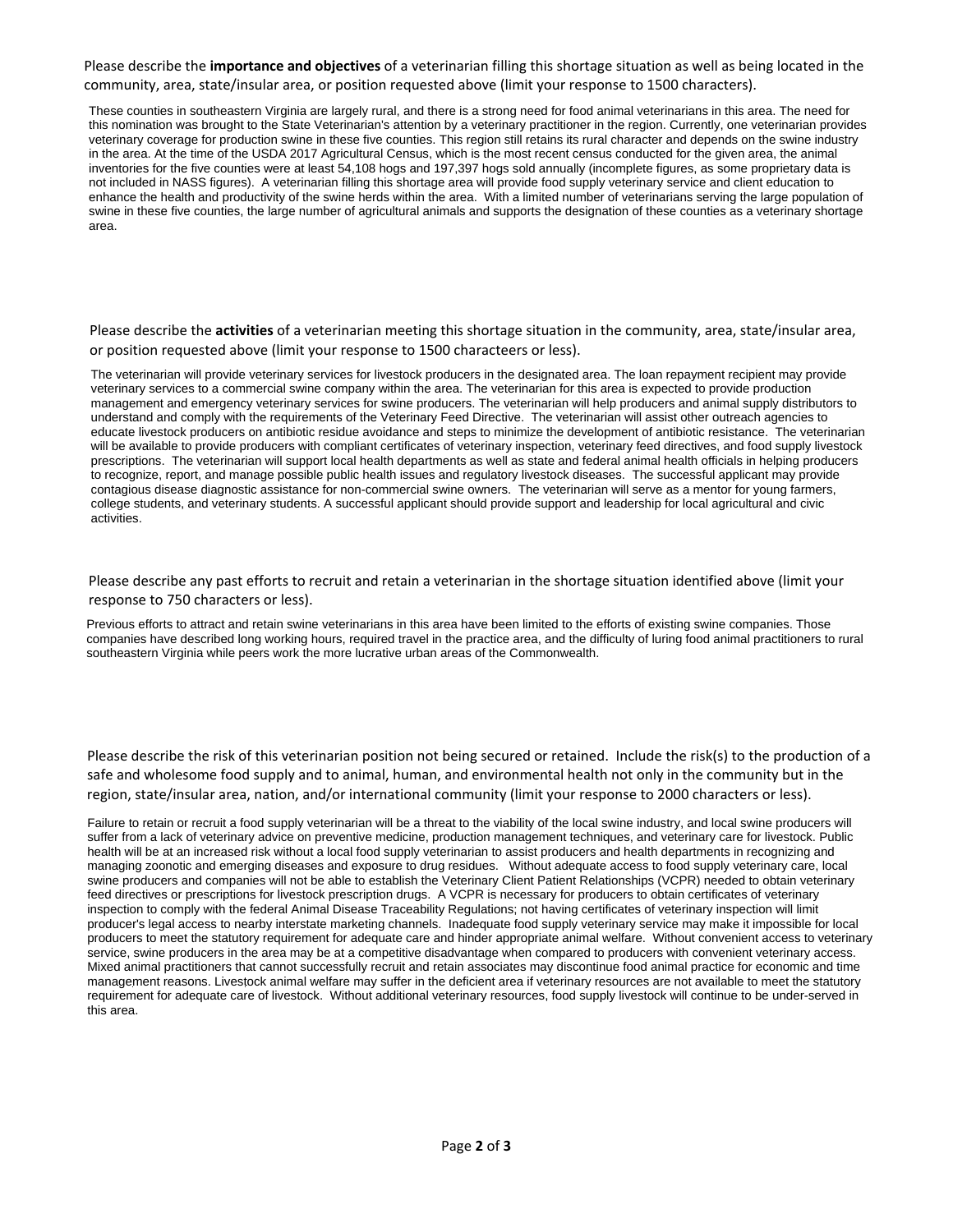Please describe the **importance and objectives** of a veterinarian filling this shortage situation as well as being located in the community, area, state/insular area, or position requested above (limit your response to 1500 characters).

These counties in southeastern Virginia are largely rural, and there is a strong need for food animal veterinarians in this area. The need for this nomination was brought to the State Veterinarian's attention by a veterinary practitioner in the region. Currently, one veterinarian provides veterinary coverage for production swine in these five counties. This region still retains its rural character and depends on the swine industry in the area. At the time of the USDA 2017 Agricultural Census, which is the most recent census conducted for the given area, the animal inventories for the five counties were at least 54,108 hogs and 197,397 hogs sold annually (incomplete figures, as some proprietary data is not included in NASS figures). A veterinarian filling this shortage area will provide food supply veterinary service and client education to enhance the health and productivity of the swine herds within the area. With a limited number of veterinarians serving the large population of swine in these five counties, the large number of agricultural animals and supports the designation of these counties as a veterinary shortage area.

Please describe the **activities** of a veterinarian meeting this shortage situation in the community, area, state/insular area, or position requested above (limit your response to 1500 characteers or less).

The veterinarian will provide veterinary services for livestock producers in the designated area. The loan repayment recipient may provide veterinary services to a commercial swine company within the area. The veterinarian for this area is expected to provide production management and emergency veterinary services for swine producers. The veterinarian will help producers and animal supply distributors to understand and comply with the requirements of the Veterinary Feed Directive. The veterinarian will assist other outreach agencies to educate livestock producers on antibiotic residue avoidance and steps to minimize the development of antibiotic resistance. The veterinarian will be available to provide producers with compliant certificates of veterinary inspection, veterinary feed directives, and food supply livestock prescriptions. The veterinarian will support local health departments as well as state and federal animal health officials in helping producers to recognize, report, and manage possible public health issues and regulatory livestock diseases. The successful applicant may provide contagious disease diagnostic assistance for non-commercial swine owners. The veterinarian will serve as a mentor for young farmers, college students, and veterinary students. A successful applicant should provide support and leadership for local agricultural and civic activities.

Please describe any past efforts to recruit and retain a veterinarian in the shortage situation identified above (limit your response to 750 characters or less).

Previous efforts to attract and retain swine veterinarians in this area have been limited to the efforts of existing swine companies. Those companies have described long working hours, required travel in the practice area, and the difficulty of luring food animal practitioners to rural southeastern Virginia while peers work the more lucrative urban areas of the Commonwealth.

Please describe the risk of this veterinarian position not being secured or retained. Include the risk(s) to the production of a safe and wholesome food supply and to animal, human, and environmental health not only in the community but in the region, state/insular area, nation, and/or international community (limit your response to 2000 characters or less).

Failure to retain or recruit a food supply veterinarian will be a threat to the viability of the local swine industry, and local swine producers will suffer from a lack of veterinary advice on preventive medicine, production management techniques, and veterinary care for livestock. Public health will be at an increased risk without a local food supply veterinarian to assist producers and health departments in recognizing and managing zoonotic and emerging diseases and exposure to drug residues. Without adequate access to food supply veterinary care, local swine producers and companies will not be able to establish the Veterinary Client Patient Relationships (VCPR) needed to obtain veterinary feed directives or prescriptions for livestock prescription drugs. A VCPR is necessary for producers to obtain certificates of veterinary inspection to comply with the federal Animal Disease Traceability Regulations; not having certificates of veterinary inspection will limit producer's legal access to nearby interstate marketing channels. Inadequate food supply veterinary service may make it impossible for local producers to meet the statutory requirement for adequate care and hinder appropriate animal welfare. Without convenient access to veterinary service, swine producers in the area may be at a competitive disadvantage when compared to producers with convenient veterinary access. Mixed animal practitioners that cannot successfully recruit and retain associates may discontinue food animal practice for economic and time management reasons. Livestock animal welfare may suffer in the deficient area if veterinary resources are not available to meet the statutory requirement for adequate care of livestock. Without additional veterinary resources, food supply livestock will continue to be under-served in this area.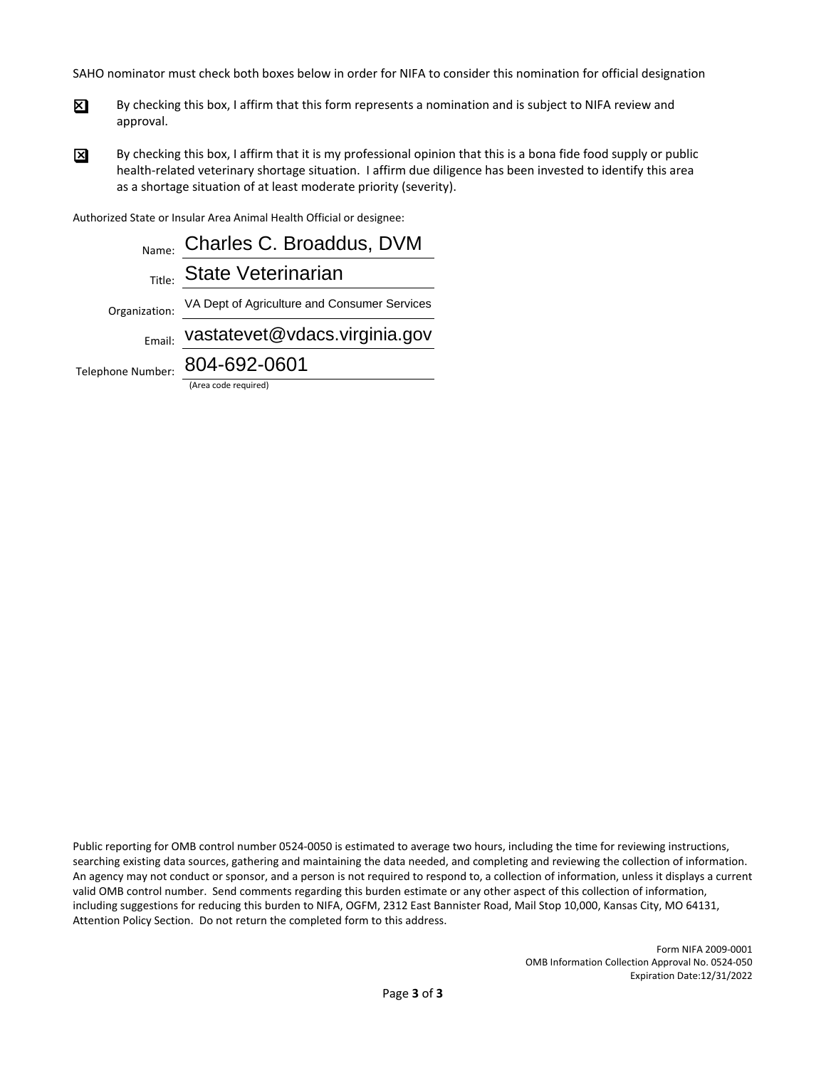SAHO nominator must check both boxes below in order for NIFA to consider this nomination for official designation

- [x] By checking this box, I affirm that this form represents a nomination and is subject to NIFA review and approval.

- [x] By checking this box, I affirm that it is my professional opinion that this is a bona fide food supply or public health-related veterinary shortage situation. I affirm due diligence has been invested to identify this area as a shortage situation of at least moderate priority (severity).

Authorized State or Insular Area Animal Health Official or designee:

Name: Charles C. Broaddus, DVM

Title: State Veterinarian

Organization: VA Dept of Agriculture and Consumer Services

Email: vastatevet@vdacs.virginia.gov

Telephone Number: 804-692-0601
(Area code required)

Public reporting for OMB control number 0524-0050 is estimated to average two hours, including the time for reviewing instructions, searching existing data sources, gathering and maintaining the data needed, and completing and reviewing the collection of information. An agency may not conduct or sponsor, and a person is not required to respond to, a collection of information, unless it displays a current valid OMB control number. Send comments regarding this burden estimate or any other aspect of this collection of information, including suggestions for reducing this burden to NIFA, OGFM, 2312 East Bannister Road, Mail Stop 10,000, Kansas City, MO 64131, Attention Policy Section. Do not return the completed form to this address.

Form NIFA 2009-0001
OMB Information Collection Approval No. 0524-050
Expiration Date:12/31/2022